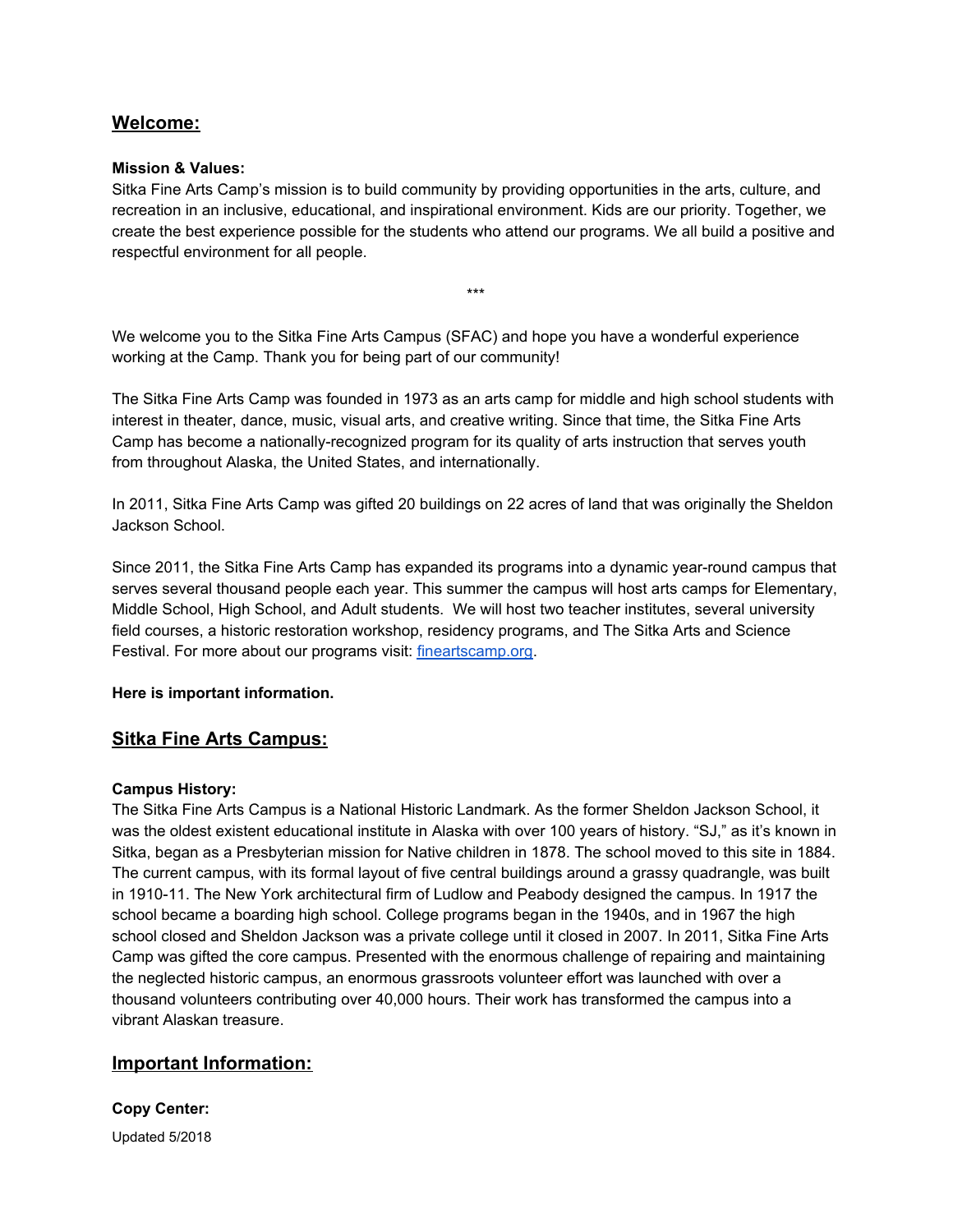## Welcome:

**Mission & Values:**
Sitka Fine Arts Camp's mission is to build community by providing opportunities in the arts, culture, and recreation in an inclusive, educational, and inspirational environment. Kids are our priority. Together, we create the best experience possible for the students who attend our programs. We all build a positive and respectful environment for all people.

***

We welcome you to the Sitka Fine Arts Campus (SFAC) and hope you have a wonderful experience working at the Camp. Thank you for being part of our community!

The Sitka Fine Arts Camp was founded in 1973 as an arts camp for middle and high school students with interest in theater, dance, music, visual arts, and creative writing. Since that time, the Sitka Fine Arts Camp has become a nationally-recognized program for its quality of arts instruction that serves youth from throughout Alaska, the United States, and internationally.

In 2011, Sitka Fine Arts Camp was gifted 20 buildings on 22 acres of land that was originally the Sheldon Jackson School.

Since 2011, the Sitka Fine Arts Camp has expanded its programs into a dynamic year-round campus that serves several thousand people each year. This summer the campus will host arts camps for Elementary, Middle School, High School, and Adult students. We will host two teacher institutes, several university field courses, a historic restoration workshop, residency programs, and The Sitka Arts and Science Festival. For more about our programs visit: [fineartscamp.org](fineartscamp.org).

**Here is important information.**

## Sitka Fine Arts Campus:

**Campus History:**
The Sitka Fine Arts Campus is a National Historic Landmark. As the former Sheldon Jackson School, it was the oldest existent educational institute in Alaska with over 100 years of history. "SJ," as it's known in Sitka, began as a Presbyterian mission for Native children in 1878. The school moved to this site in 1884. The current campus, with its formal layout of five central buildings around a grassy quadrangle, was built in 1910-11. The New York architectural firm of Ludlow and Peabody designed the campus. In 1917 the school became a boarding high school. College programs began in the 1940s, and in 1967 the high school closed and Sheldon Jackson was a private college until it closed in 2007. In 2011, Sitka Fine Arts Camp was gifted the core campus. Presented with the enormous challenge of repairing and maintaining the neglected historic campus, an enormous grassroots volunteer effort was launched with over a thousand volunteers contributing over 40,000 hours. Their work has transformed the campus into a vibrant Alaskan treasure.

## Important Information:

**Copy Center:**

Updated 5/2018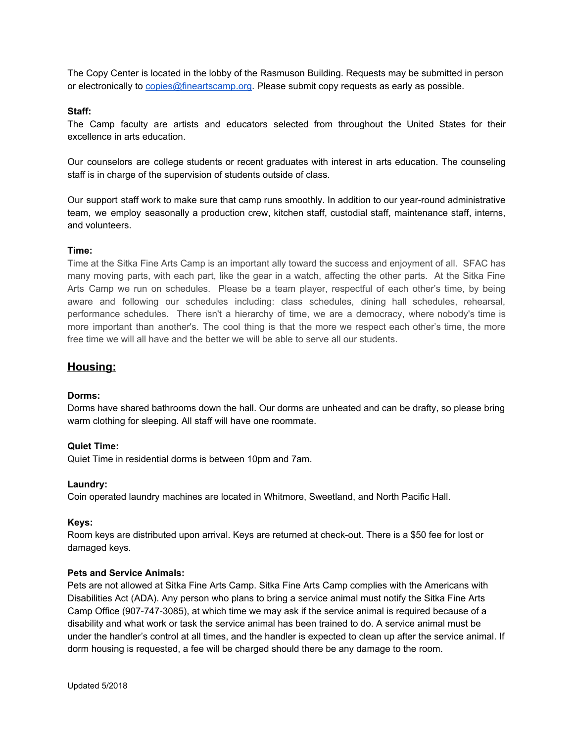The Copy Center is located in the lobby of the Rasmuson Building. Requests may be submitted in person or electronically to [copies@fineartscamp.org](mailto:copies@fineartscamp.org). Please submit copy requests as early as possible.

**Staff:**
The Camp faculty are artists and educators selected from throughout the United States for their excellence in arts education.

Our counselors are college students or recent graduates with interest in arts education. The counseling staff is in charge of the supervision of students outside of class.

Our support staff work to make sure that camp runs smoothly. In addition to our year-round administrative team, we employ seasonally a production crew, kitchen staff, custodial staff, maintenance staff, interns, and volunteers.

**Time:**
Time at the Sitka Fine Arts Camp is an important ally toward the success and enjoyment of all. SFAC has many moving parts, with each part, like the gear in a watch, affecting the other parts. At the Sitka Fine Arts Camp we run on schedules. Please be a team player, respectful of each other's time, by being aware and following our schedules including: class schedules, dining hall schedules, rehearsal, performance schedules. There isn't a hierarchy of time, we are a democracy, where nobody's time is more important than another's. The cool thing is that the more we respect each other's time, the more free time we will all have and the better we will be able to serve all our students.

## Housing:

**Dorms:**
Dorms have shared bathrooms down the hall. Our dorms are unheated and can be drafty, so please bring warm clothing for sleeping. All staff will have one roommate.

**Quiet Time:**
Quiet Time in residential dorms is between 10pm and 7am.

**Laundry:**
Coin operated laundry machines are located in Whitmore, Sweetland, and North Pacific Hall.

**Keys:**
Room keys are distributed upon arrival. Keys are returned at check-out. There is a $50 fee for lost or damaged keys.

**Pets and Service Animals:**
Pets are not allowed at Sitka Fine Arts Camp. Sitka Fine Arts Camp complies with the Americans with Disabilities Act (ADA). Any person who plans to bring a service animal must notify the Sitka Fine Arts Camp Office (907-747-3085), at which time we may ask if the service animal is required because of a disability and what work or task the service animal has been trained to do. A service animal must be under the handler's control at all times, and the handler is expected to clean up after the service animal. If dorm housing is requested, a fee will be charged should there be any damage to the room.

Updated 5/2018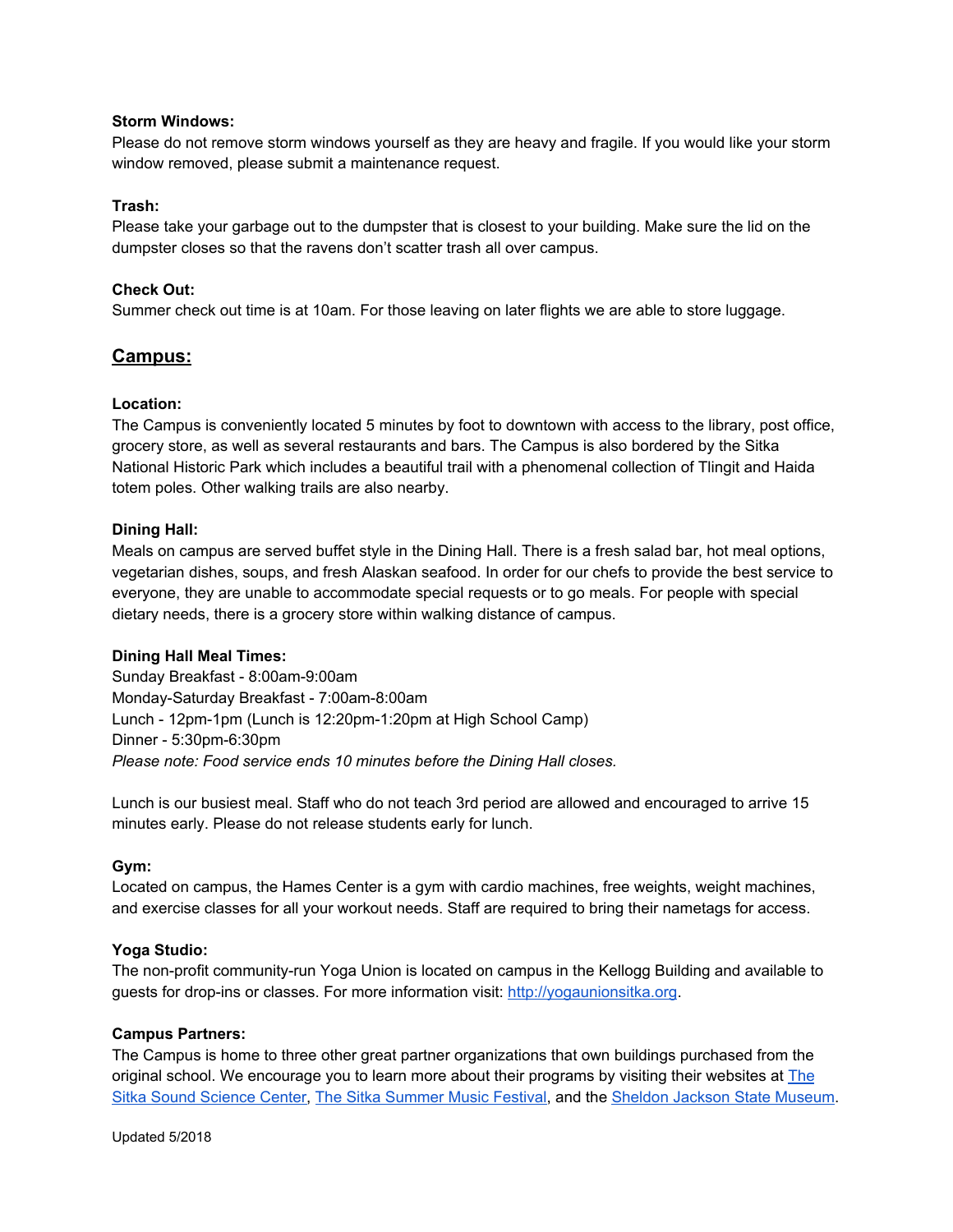**Storm Windows:**
Please do not remove storm windows yourself as they are heavy and fragile. If you would like your storm window removed, please submit a maintenance request.

**Trash:**
Please take your garbage out to the dumpster that is closest to your building. Make sure the lid on the dumpster closes so that the ravens don't scatter trash all over campus.

**Check Out:**
Summer check out time is at 10am. For those leaving on later flights we are able to store luggage.

## Campus:

**Location:**
The Campus is conveniently located 5 minutes by foot to downtown with access to the library, post office, grocery store, as well as several restaurants and bars. The Campus is also bordered by the Sitka National Historic Park which includes a beautiful trail with a phenomenal collection of Tlingit and Haida totem poles. Other walking trails are also nearby.

**Dining Hall:**
Meals on campus are served buffet style in the Dining Hall. There is a fresh salad bar, hot meal options, vegetarian dishes, soups, and fresh Alaskan seafood. In order for our chefs to provide the best service to everyone, they are unable to accommodate special requests or to go meals. For people with special dietary needs, there is a grocery store within walking distance of campus.

**Dining Hall Meal Times:**
Sunday Breakfast - 8:00am-9:00am
Monday-Saturday Breakfast - 7:00am-8:00am
Lunch - 12pm-1pm (Lunch is 12:20pm-1:20pm at High School Camp)
Dinner - 5:30pm-6:30pm
*Please note: Food service ends 10 minutes before the Dining Hall closes.*

Lunch is our busiest meal. Staff who do not teach 3rd period are allowed and encouraged to arrive 15 minutes early. Please do not release students early for lunch.

**Gym:**
Located on campus, the Hames Center is a gym with cardio machines, free weights, weight machines, and exercise classes for all your workout needs. Staff are required to bring their nametags for access.

**Yoga Studio:**
The non-profit community-run Yoga Union is located on campus in the Kellogg Building and available to guests for drop-ins or classes. For more information visit: [http://yogaunionsitka.org](http://yogaunionsitka.org).

**Campus Partners:**
The Campus is home to three other great partner organizations that own buildings purchased from the original school. We encourage you to learn more about their programs by visiting their websites at The Sitka Sound Science Center, The Sitka Summer Music Festival, and the Sheldon Jackson State Museum.

Updated 5/2018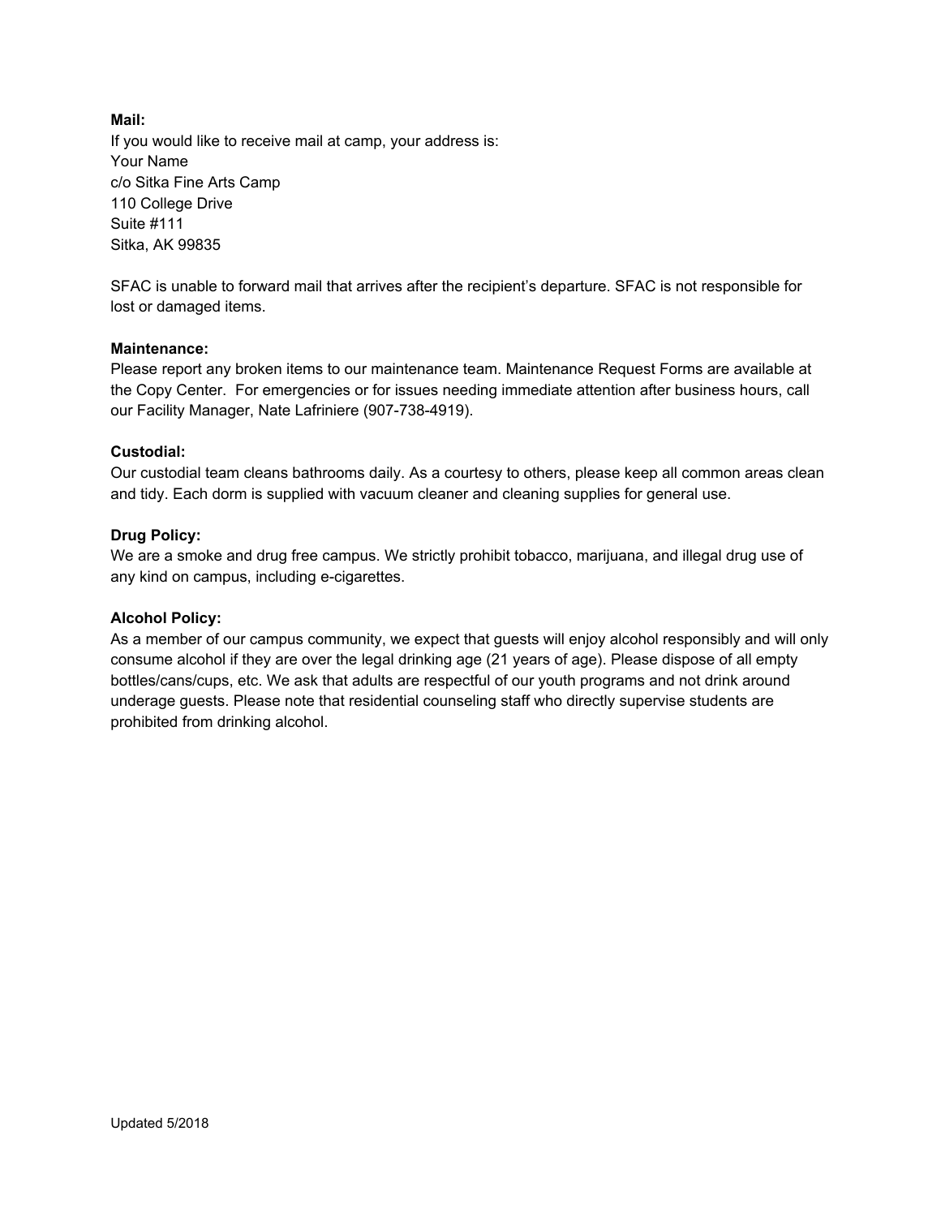**Mail:**
If you would like to receive mail at camp, your address is:
Your Name
c/o Sitka Fine Arts Camp
110 College Drive
Suite #111
Sitka, AK 99835

SFAC is unable to forward mail that arrives after the recipient's departure. SFAC is not responsible for lost or damaged items.

**Maintenance:**
Please report any broken items to our maintenance team. Maintenance Request Forms are available at the Copy Center. For emergencies or for issues needing immediate attention after business hours, call our Facility Manager, Nate Lafriniere (907-738-4919).

**Custodial:**
Our custodial team cleans bathrooms daily. As a courtesy to others, please keep all common areas clean and tidy. Each dorm is supplied with vacuum cleaner and cleaning supplies for general use.

**Drug Policy:**
We are a smoke and drug free campus. We strictly prohibit tobacco, marijuana, and illegal drug use of any kind on campus, including e-cigarettes.

**Alcohol Policy:**
As a member of our campus community, we expect that guests will enjoy alcohol responsibly and will only consume alcohol if they are over the legal drinking age (21 years of age). Please dispose of all empty bottles/cans/cups, etc. We ask that adults are respectful of our youth programs and not drink around underage guests. Please note that residential counseling staff who directly supervise students are prohibited from drinking alcohol.

Updated 5/2018